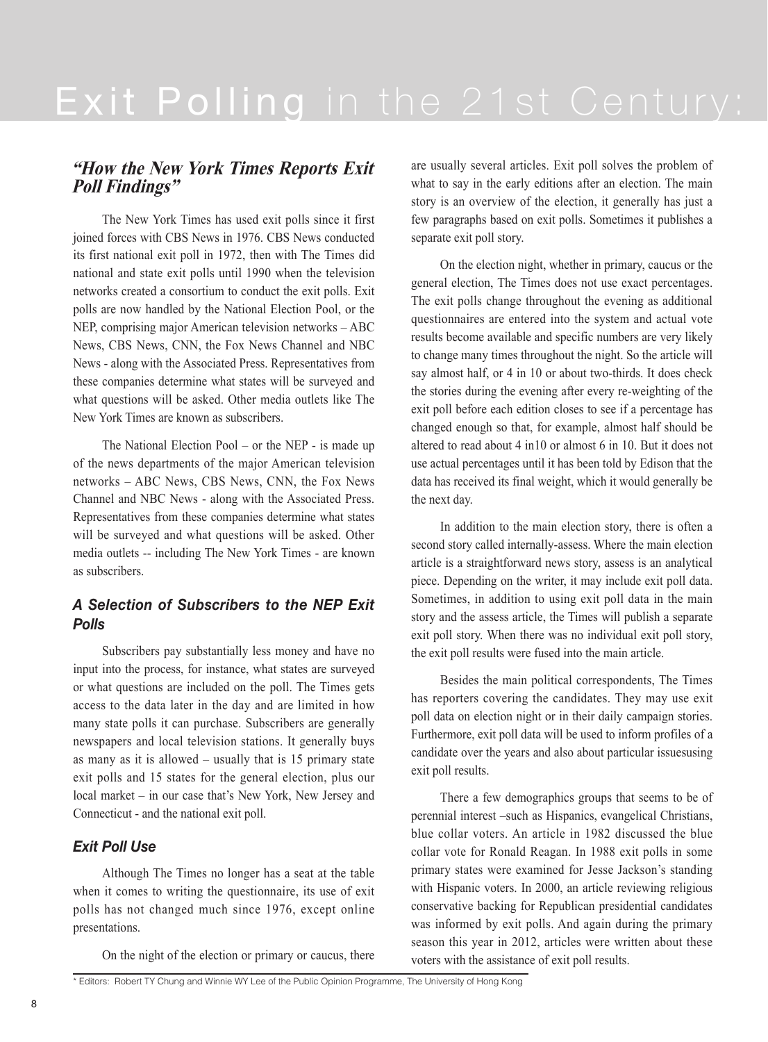// Exit Polling in the 21st Century:

## *"How the New York Times Reports Exit Poll Findings"*

The New York Times has used exit polls since it first joined forces with CBS News in 1976. CBS News conducted its first national exit poll in 1972, then with The Times did national and state exit polls until 1990 when the television networks created a consortium to conduct the exit polls. Exit polls are now handled by the National Election Pool, or the NEP, comprising major American television networks – ABC News, CBS News, CNN, the Fox News Channel and NBC News - along with the Associated Press. Representatives from these companies determine what states will be surveyed and what questions will be asked. Other media outlets like The New York Times are known as subscribers.

The National Election Pool – or the NEP - is made up of the news departments of the major American television networks – ABC News, CBS News, CNN, the Fox News Channel and NBC News - along with the Associated Press. Representatives from these companies determine what states will be surveyed and what questions will be asked. Other media outlets -- including The New York Times - are known as subscribers.

### *A Selection of Subscribers to the NEP Exit Polls*

Subscribers pay substantially less money and have no input into the process, for instance, what states are surveyed or what questions are included on the poll. The Times gets access to the data later in the day and are limited in how many state polls it can purchase. Subscribers are generally newspapers and local television stations. It generally buys as many as it is allowed – usually that is 15 primary state exit polls and 15 states for the general election, plus our local market – in our case that's New York, New Jersey and Connecticut - and the national exit poll.

### *Exit Poll Use*

Although The Times no longer has a seat at the table when it comes to writing the questionnaire, its use of exit polls has not changed much since 1976, except online presentations.

On the night of the election or primary or caucus, there are usually several articles. Exit poll solves the problem of what to say in the early editions after an election. The main story is an overview of the election, it generally has just a few paragraphs based on exit polls. Sometimes it publishes a separate exit poll story.

On the election night, whether in primary, caucus or the general election, The Times does not use exact percentages. The exit polls change throughout the evening as additional questionnaires are entered into the system and actual vote results become available and specific numbers are very likely to change many times throughout the night. So the article will say almost half, or 4 in 10 or about two-thirds. It does check the stories during the evening after every re-weighting of the exit poll before each edition closes to see if a percentage has changed enough so that, for example, almost half should be altered to read about 4 in10 or almost 6 in 10. But it does not use actual percentages until it has been told by Edison that the data has received its final weight, which it would generally be the next day.

In addition to the main election story, there is often a second story called internally-assess. Where the main election article is a straightforward news story, assess is an analytical piece. Depending on the writer, it may include exit poll data. Sometimes, in addition to using exit poll data in the main story and the assess article, the Times will publish a separate exit poll story. When there was no individual exit poll story, the exit poll results were fused into the main article.

Besides the main political correspondents, The Times has reporters covering the candidates. They may use exit poll data on election night or in their daily campaign stories. Furthermore, exit poll data will be used to inform profiles of a candidate over the years and also about particular issuesusing exit poll results.

There a few demographics groups that seems to be of perennial interest –such as Hispanics, evangelical Christians, blue collar voters. An article in 1982 discussed the blue collar vote for Ronald Reagan. In 1988 exit polls in some primary states were examined for Jesse Jackson's standing with Hispanic voters. In 2000, an article reviewing religious conservative backing for Republican presidential candidates was informed by exit polls. And again during the primary season this year in 2012, articles were written about these voters with the assistance of exit poll results.

\* Editors: Robert TY Chung and Winnie WY Lee of the Public Opinion Programme, The University of Hong Kong

# Exit Polling in the 21st Century:

## *"How the New York Times Reports Exit Poll Findings"*

The New York Times has used exit polls since it first joined forces with CBS News in 1976. CBS News conducted its first national exit poll in 1972, then with The Times did national and state exit polls until 1990 when the television networks created a consortium to conduct the exit polls. Exit polls are now handled by the National Election Pool, or the NEP, comprising major American television networks – ABC News, CBS News, CNN, the Fox News Channel and NBC News - along with the Associated Press. Representatives from these companies determine what states will be surveyed and what questions will be asked. Other media outlets like The New York Times are known as subscribers.

The National Election Pool – or the NEP - is made up of the news departments of the major American television networks – ABC News, CBS News, CNN, the Fox News Channel and NBC News - along with the Associated Press. Representatives from these companies determine what states will be surveyed and what questions will be asked. Other media outlets -- including The New York Times - are known as subscribers.

### *A Selection of Subscribers to the NEP Exit Polls*

Subscribers pay substantially less money and have no input into the process, for instance, what states are surveyed or what questions are included on the poll. The Times gets access to the data later in the day and are limited in how many state polls it can purchase. Subscribers are generally newspapers and local television stations. It generally buys as many as it is allowed – usually that is 15 primary state exit polls and 15 states for the general election, plus our local market – in our case that's New York, New Jersey and Connecticut - and the national exit poll.

### *Exit Poll Use*

Although The Times no longer has a seat at the table when it comes to writing the questionnaire, its use of exit polls has not changed much since 1976, except online presentations.

On the night of the election or primary or caucus, there are usually several articles. Exit poll solves the problem of what to say in the early editions after an election. The main story is an overview of the election, it generally has just a few paragraphs based on exit polls. Sometimes it publishes a separate exit poll story.

On the election night, whether in primary, caucus or the general election, The Times does not use exact percentages. The exit polls change throughout the evening as additional questionnaires are entered into the system and actual vote results become available and specific numbers are very likely to change many times throughout the night. So the article will say almost half, or 4 in 10 or about two-thirds. It does check the stories during the evening after every re-weighting of the exit poll before each edition closes to see if a percentage has changed enough so that, for example, almost half should be altered to read about 4 in10 or almost 6 in 10. But it does not use actual percentages until it has been told by Edison that the data has received its final weight, which it would generally be the next day.

In addition to the main election story, there is often a second story called internally-assess. Where the main election article is a straightforward news story, assess is an analytical piece. Depending on the writer, it may include exit poll data. Sometimes, in addition to using exit poll data in the main story and the assess article, the Times will publish a separate exit poll story. When there was no individual exit poll story, the exit poll results were fused into the main article.

Besides the main political correspondents, The Times has reporters covering the candidates. They may use exit poll data on election night or in their daily campaign stories. Furthermore, exit poll data will be used to inform profiles of a candidate over the years and also about particular issuesusing exit poll results.

There a few demographics groups that seems to be of perennial interest –such as Hispanics, evangelical Christians, blue collar voters. An article in 1982 discussed the blue collar vote for Ronald Reagan. In 1988 exit polls in some primary states were examined for Jesse Jackson's standing with Hispanic voters. In 2000, an article reviewing religious conservative backing for Republican presidential candidates was informed by exit polls. And again during the primary season this year in 2012, articles were written about these voters with the assistance of exit poll results.

\* Editors: Robert TY Chung and Winnie WY Lee of the Public Opinion Programme, The University of Hong Kong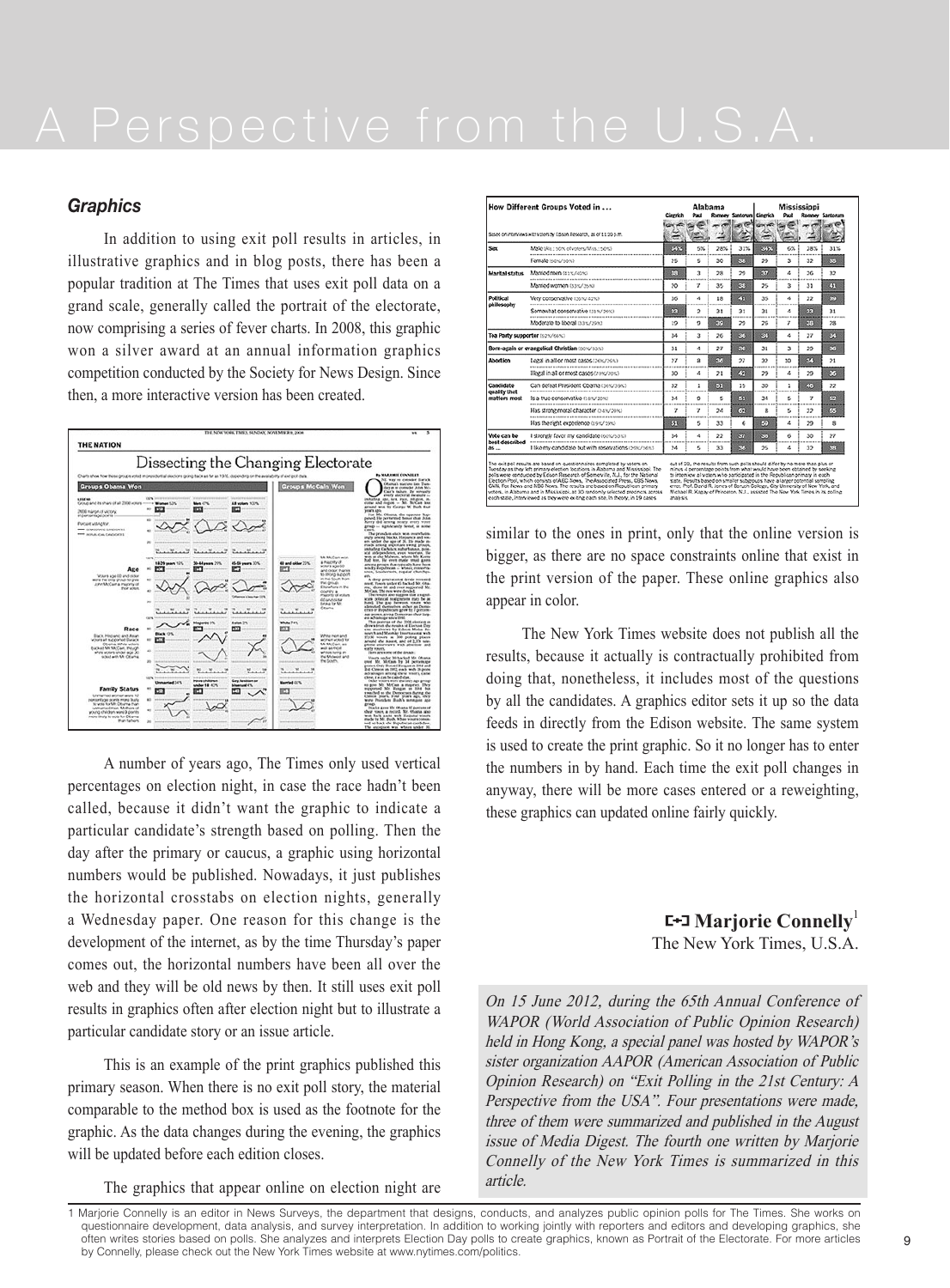# A Perspective from the U.S.A.

### *Graphics*

In addition to using exit poll results in articles, in illustrative graphics and in blog posts, there has been a popular tradition at The Times that uses exit poll data on a grand scale, generally called the portrait of the electorate, now comprising a series of fever charts. In 2008, this graphic won a silver award at an annual information graphics competition conducted by the Society for News Design. Since then, a more interactive version has been created.

THE NATION

Dissecting the Changing Electorate

A number of years ago, The Times only used vertical percentages on election night, in case the race hadn't been called, because it didn't want the graphic to indicate a particular candidate's strength based on polling. Then the day after the primary or caucus, a graphic using horizontal numbers would be published. Nowadays, it just publishes the horizontal crosstabs on election nights, generally a Wednesday paper. One reason for this change is the development of the internet, as by the time Thursday's paper comes out, the horizontal numbers have been all over the web and they will be old news by then. It still uses exit poll results in graphics often after election night but to illustrate a particular candidate story or an issue article.

This is an example of the print graphics published this primary season. When there is no exit poll story, the material comparable to the method box is used as the footnote for the graphic. As the data changes during the evening, the graphics will be updated before each edition closes.

The graphics that appear online on election night are

| How Different Groups Voted in ... | | Alabama | | | | Mississippi | | | |
|---|---|---|---|---|---|---|---|---|---|
| | | Gingrich | Paul | Romney | Santorum | Gingrich | Paul | Romney | Santorum |
| Based on interviews with voters by Edison Research, as of 11:30 p.m. | | | | | | | | | |
| Sex | Male (Ala.: 50% of voters/Miss.: 50%) | 34% | 5% | 28% | 31% | 34% | 6% | 28% | 31% |
| | Female (50%/50%) | 29 | 5 | 30 | 36 | 29 | 3 | 32 | 35 |
| Marital status | Married men (31%/40%) | 38 | 3 | 28 | 29 | 37 | 4 | 26 | 32 |
| | Married women (33%/35%) | 30 | 7 | 35 | 38 | 25 | 3 | 31 | 41 |
| Political philosophy | Very conservative (20%/42%) | 36 | 4 | 18 | 41 | 35 | 4 | 22 | 39 |
| | Somewhat conservative (33%/36%) | 33 | 2 | 31 | 31 | 31 | 4 | 33 | 31 |
| | Moderate to liberal (33%/29%) | 19 | 9 | 39 | 29 | 25 | 7 | 38 | 28 |
| Tea Party supporter (62%/66%) | | 34 | 3 | 26 | 36 | 34 | 4 | 27 | 34 |
| Born-again or evangelical Christian (80%/83%) | | 31 | 4 | 27 | 36 | 31 | 3 | 29 | 36 |
| Abortion | Legal in all or most cases (26%/26%) | 27 | 8 | 36 | 27 | 30 | 10 | 34 | 21 |
| | Illegal in all or most cases (71%/70%) | 30 | 4 | 21 | 42 | 29 | 4 | 29 | 36 |
| Candidate quality that matters most | Can defeat President Obama (36%/39%) | 32 | 1 | 51 | 15 | 39 | 1 | 46 | 22 |
| | Is a true conservative (18%/20%) | 34 | 6 | 5 | 51 | 34 | 5 | 7 | 52 |
| | Has strong moral character (24%/26%) | 7 | 7 | 24 | 62 | 8 | 5 | 22 | 65 |
| | Has the right experience (19%/15%) | 51 | 5 | 33 | 6 | 59 | 4 | 29 | 8 |
| Vote can be best described as ... | I strongly favor my candidate (60%/58%) | 34 | 4 | 22 | 37 | 36 | 6 | 30 | 27 |
| | I like my candidate but with reservations (26%/36%) | 24 | 5 | 33 | 36 | 35 | 4 | 32 | 38 |

The exit poll results are based on questionnaires completed by voters on Tuesday as they left primary election locations in Alabama and Mississippi. The polls were conducted by Edison Research of Somerville, N.J., for the National Election Pool, which consists of ABC News, The Associated Press, CBS News, CNN, Fox News and NBC News. The results are based on Republican primary voters, in Alabama and in Mississippi, at 30 randomly selected precincts across each state, interviewed as they were exiting each site. In theory, in 19 cases out of 20, the results from such polls should differ by no more than plus or minus 4 percentage points from what would have been obtained by seeking to interview all voters who participated in the Republican primary in each state. Results based on smaller subgroups have a larger potential sampling error. Prof. David R. Jones of Baruch College, City University of New York, and Michael R. Kagay of Princeton, N.J., assisted The New York Times in its polling analysis.

similar to the ones in print, only that the online version is bigger, as there are no space constraints online that exist in the print version of the paper. These online graphics also appear in color.

The New York Times website does not publish all the results, because it actually is contractually prohibited from doing that, nonetheless, it includes most of the questions by all the candidates. A graphics editor sets it up so the data feeds in directly from the Edison website. The same system is used to create the print graphic. So it no longer has to enter the numbers in by hand. Each time the exit poll changes in anyway, there will be more cases entered or a reweighting, these graphics can updated online fairly quickly.

**Marjorie Connelly**[1]
The New York Times, U.S.A.

*On 15 June 2012, during the 65th Annual Conference of WAPOR (World Association of Public Opinion Research) held in Hong Kong, a special panel was hosted by WAPOR's sister organization AAPOR (American Association of Public Opinion Research) on "Exit Polling in the 21st Century: A Perspective from the USA". Four presentations were made, three of them were summarized and published in the August issue of Media Digest. The fourth one written by Marjorie Connelly of the New York Times is summarized in this article.*

[1] Marjorie Connelly is an editor in News Surveys, the department that designs, conducts, and analyzes public opinion polls for The Times. She works on questionnaire development, data analysis, and survey interpretation. In addition to working jointly with reporters and editors and developing graphics, she often writes stories based on polls. She analyzes and interprets Election Day polls to create graphics, known as Portrait of the Electorate. For more articles by Connelly, please check out the New York Times website at www.nytimes.com/politics.